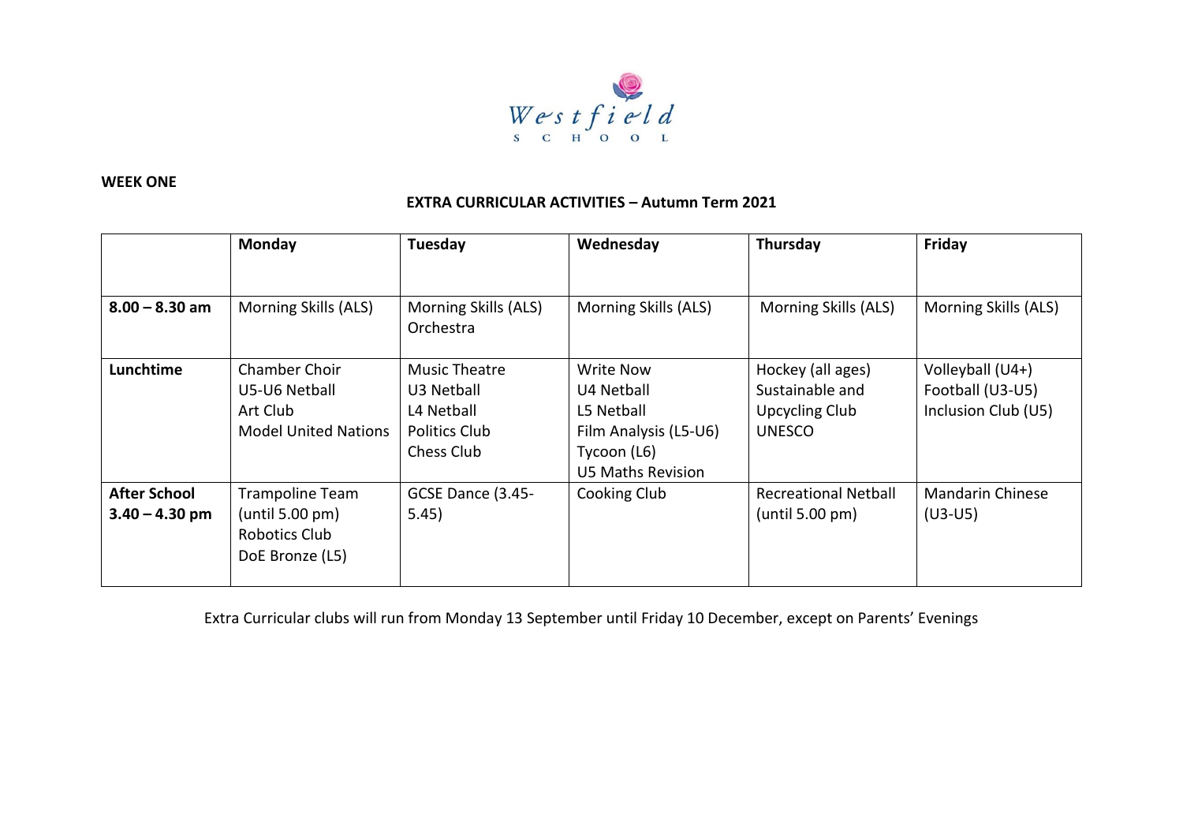Westfield School

**WEEK ONE**

**EXTRA CURRICULAR ACTIVITIES – Autumn Term 2021**

| | **Monday** | **Tuesday** | **Wednesday** | **Thursday** | **Friday** |
|---|---|---|---|---|---|
| **8.00 – 8.30 am** | Morning Skills (ALS) | Morning Skills (ALS)<br>Orchestra | Morning Skills (ALS) | Morning Skills (ALS) | Morning Skills (ALS) |
| **Lunchtime** | Chamber Choir<br>U5-U6 Netball<br>Art Club<br>Model United Nations | Music Theatre<br>U3 Netball<br>L4 Netball<br>Politics Club<br>Chess Club | Write Now<br>U4 Netball<br>L5 Netball<br>Film Analysis (L5-U6)<br>Tycoon (L6)<br>U5 Maths Revision | Hockey (all ages)<br>Sustainable and Upcycling Club<br>UNESCO | Volleyball (U4+)<br>Football (U3-U5)<br>Inclusion Club (U5) |
| **After School 3.40 – 4.30 pm** | Trampoline Team (until 5.00 pm)<br>Robotics Club<br>DoE Bronze (L5) | GCSE Dance (3.45-5.45) | Cooking Club | Recreational Netball (until 5.00 pm) | Mandarin Chinese (U3-U5) |

Extra Curricular clubs will run from Monday 13 September until Friday 10 December, except on Parents' Evenings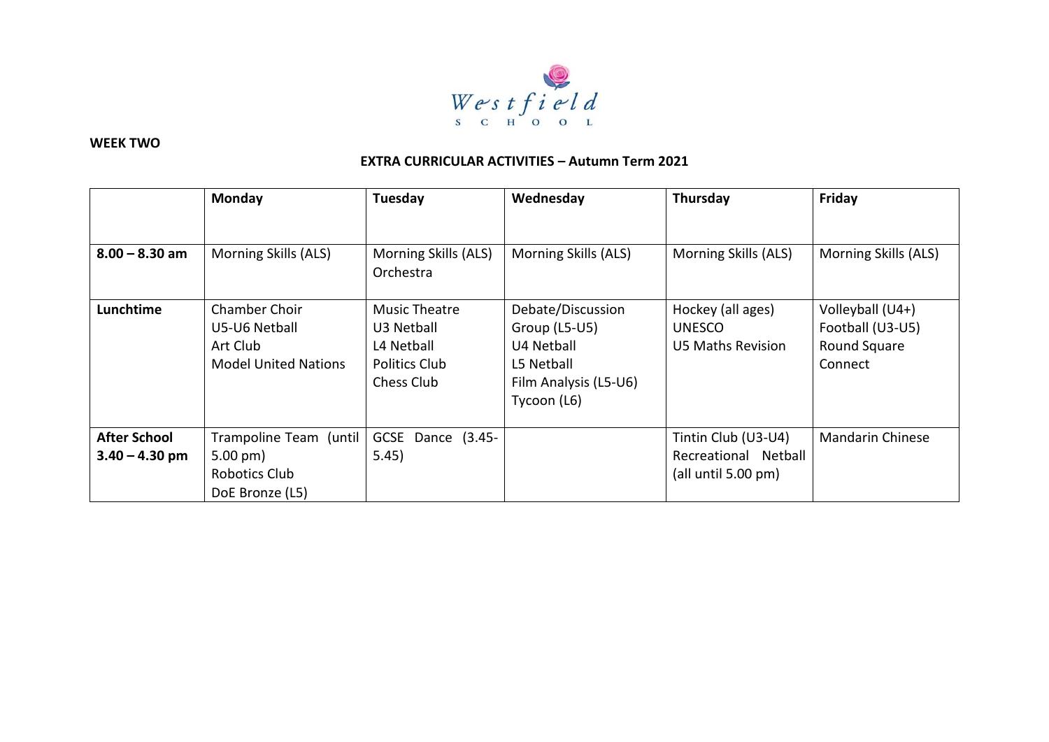Westfield

SCHOOL

**WEEK TWO**

**EXTRA CURRICULAR ACTIVITIES – Autumn Term 2021**

| | **Monday** | **Tuesday** | **Wednesday** | **Thursday** | **Friday** |
|---|---|---|---|---|---|
| **8.00 – 8.30 am** | Morning Skills (ALS) | Morning Skills (ALS)<br>Orchestra | Morning Skills (ALS) | Morning Skills (ALS) | Morning Skills (ALS) |
| **Lunchtime** | Chamber Choir<br>U5-U6 Netball<br>Art Club<br>Model United Nations | Music Theatre<br>U3 Netball<br>L4 Netball<br>Politics Club<br>Chess Club | Debate/Discussion Group (L5-U5)<br>U4 Netball<br>L5 Netball<br>Film Analysis (L5-U6)<br>Tycoon (L6) | Hockey (all ages)<br>UNESCO<br>U5 Maths Revision | Volleyball (U4+)<br>Football (U3-U5)<br>Round Square<br>Connect |
| **After School 3.40 – 4.30 pm** | Trampoline Team (until 5.00 pm)<br>Robotics Club<br>DoE Bronze (L5) | GCSE Dance (3.45-5.45) | | Tintin Club (U3-U4)<br>Recreational Netball (all until 5.00 pm) | Mandarin Chinese |